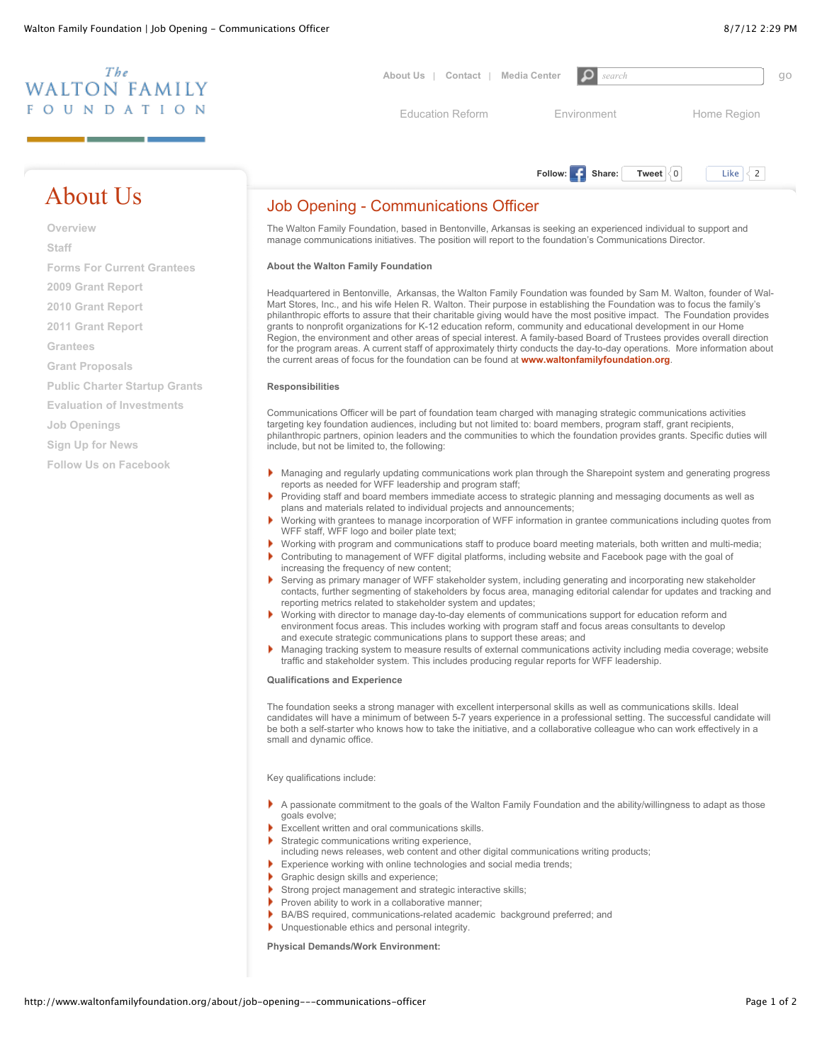# Job Opening - Communications Officer

The Walton Family Foundation, based in Bentonville, Arkansas is seeking an experienced individual to support and manage communications initiatives. The position will report to the foundation's Communications Director.

**About the Walton Family Foundation**

Headquartered in Bentonville, Arkansas, the Walton Family Foundation was founded by Sam M. Walton, founder of Wal-Mart Stores, Inc., and his wife Helen R. Walton. Their purpose in establishing the Foundation was to focus the family's philanthropic efforts to assure that their charitable giving would have the most positive impact. The Foundation provides grants to nonprofit organizations for K-12 education reform, community and educational development in our Home Region, the environment and other areas of special interest. A family-based Board of Trustees provides overall direction for the program areas. A current staff of approximately thirty conducts the day-to-day operations. More information about the current areas of focus for the foundation can be found at **www.waltonfamilyfoundation.org**.

**Responsibilities**

Communications Officer will be part of foundation team charged with managing strategic communications activities targeting key foundation audiences, including but not limited to: board members, program staff, grant recipients, philanthropic partners, opinion leaders and the communities to which the foundation provides grants. Specific duties will include, but not be limited to, the following:

- Managing and regularly updating communications work plan through the Sharepoint system and generating progress reports as needed for WFF leadership and program staff;
- Providing staff and board members immediate access to strategic planning and messaging documents as well as plans and materials related to individual projects and announcements;
- Working with grantees to manage incorporation of WFF information in grantee communications including quotes from WFF staff, WFF logo and boiler plate text;
- Working with program and communications staff to produce board meeting materials, both written and multi-media;
- Contributing to management of WFF digital platforms, including website and Facebook page with the goal of increasing the frequency of new content;
- Serving as primary manager of WFF stakeholder system, including generating and incorporating new stakeholder contacts, further segmenting of stakeholders by focus area, managing editorial calendar for updates and tracking and reporting metrics related to stakeholder system and updates;
- Working with director to manage day-to-day elements of communications support for education reform and environment focus areas. This includes working with program staff and focus areas consultants to develop and execute strategic communications plans to support these areas; and
- Managing tracking system to measure results of external communications activity including media coverage; website traffic and stakeholder system. This includes producing regular reports for WFF leadership.

**Qualifications and Experience**

The foundation seeks a strong manager with excellent interpersonal skills as well as communications skills. Ideal candidates will have a minimum of between 5-7 years experience in a professional setting. The successful candidate will be both a self-starter who knows how to take the initiative, and a collaborative colleague who can work effectively in a small and dynamic office.

Key qualifications include:

- A passionate commitment to the goals of the Walton Family Foundation and the ability/willingness to adapt as those goals evolve;
- Excellent written and oral communications skills.
- Strategic communications writing experience, including news releases, web content and other digital communications writing products;
- Experience working with online technologies and social media trends;
- Graphic design skills and experience;
- Strong project management and strategic interactive skills;
- Proven ability to work in a collaborative manner;
- BA/BS required, communications-related academic background preferred; and
- Unquestionable ethics and personal integrity.

**Physical Demands/Work Environment:**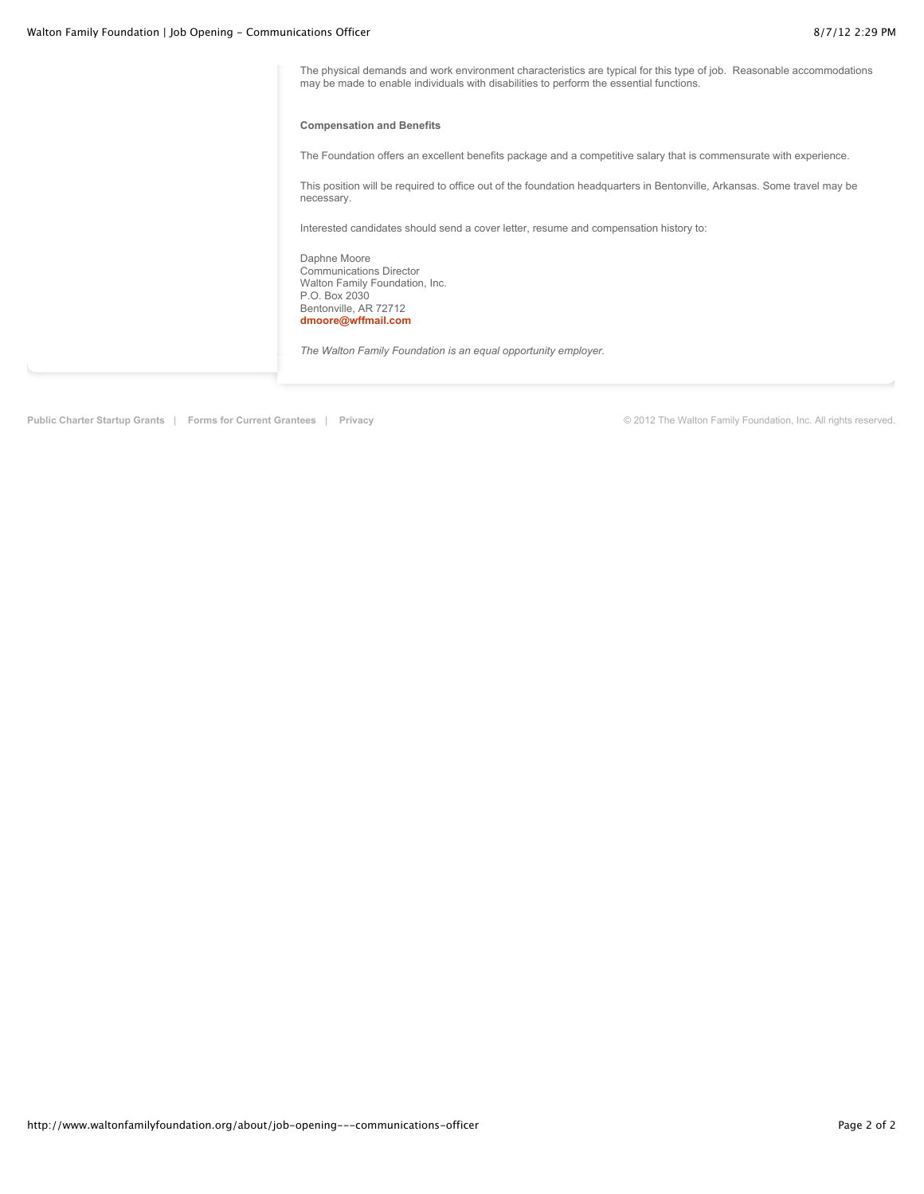The physical demands and work environment characteristics are typical for this type of job. Reasonable accommodations may be made to enable individuals with disabilities to perform the essential functions.

**Compensation and Benefits**

The Foundation offers an excellent benefits package and a competitive salary that is commensurate with experience.

This position will be required to office out of the foundation headquarters in Bentonville, Arkansas. Some travel may be necessary.

Interested candidates should send a cover letter, resume and compensation history to:

Daphne Moore
Communications Director
Walton Family Foundation, Inc.
P.O. Box 2030
Bentonville, AR 72712
**dmoore@wffmail.com**

*The Walton Family Foundation is an equal opportunity employer.*

**Public Charter Startup Grants** | **Forms for Current Grantees** | **Privacy**

© 2012 The Walton Family Foundation, Inc. All rights reserved.